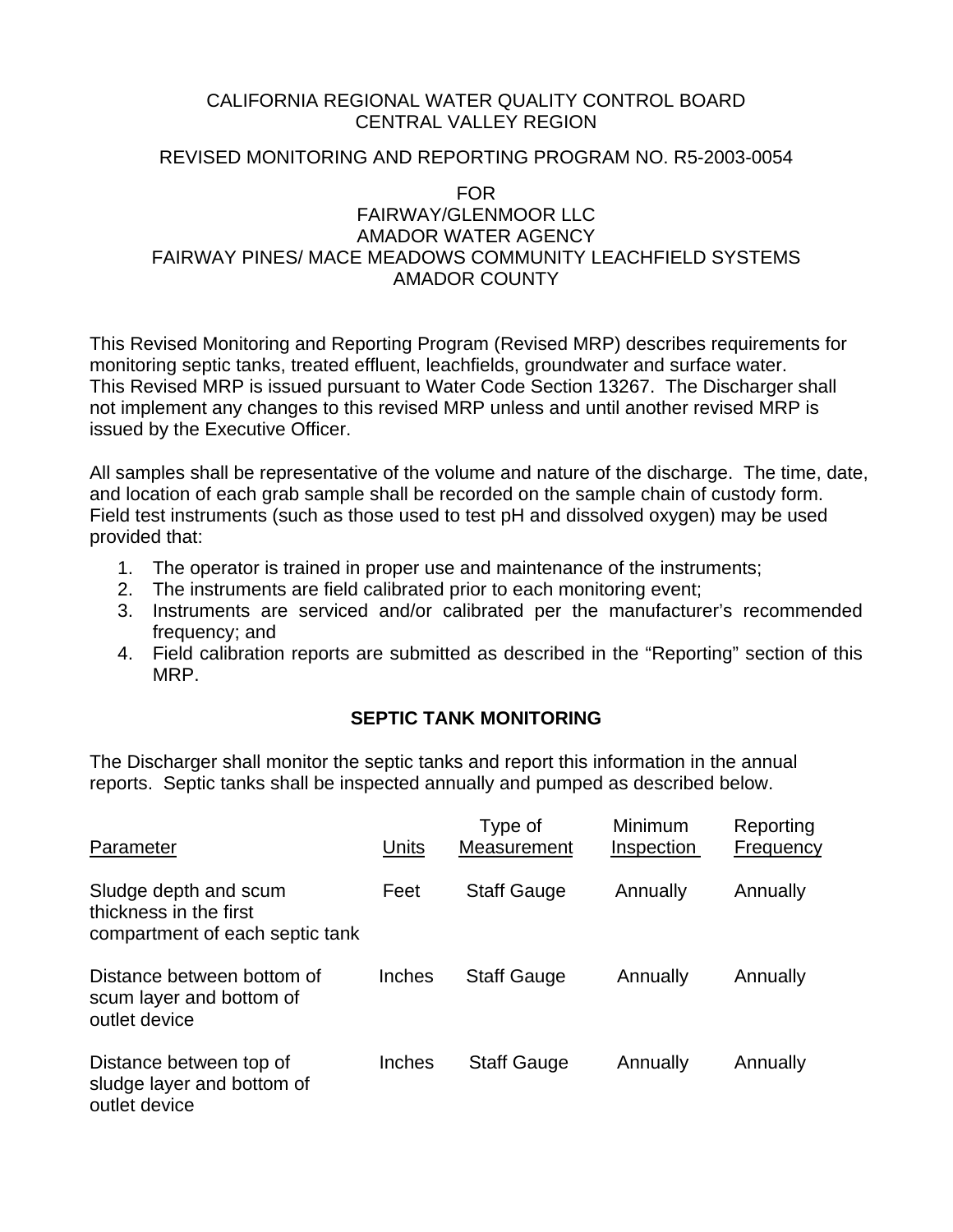CALIFORNIA REGIONAL WATER QUALITY CONTROL BOARD
CENTRAL VALLEY REGION

REVISED MONITORING AND REPORTING PROGRAM NO. R5-2003-0054

FOR
FAIRWAY/GLENMOOR LLC
AMADOR WATER AGENCY
FAIRWAY PINES/ MACE MEADOWS COMMUNITY LEACHFIELD SYSTEMS
AMADOR COUNTY

This Revised Monitoring and Reporting Program (Revised MRP) describes requirements for monitoring septic tanks, treated effluent, leachfields, groundwater and surface water. This Revised MRP is issued pursuant to Water Code Section 13267. The Discharger shall not implement any changes to this revised MRP unless and until another revised MRP is issued by the Executive Officer.

All samples shall be representative of the volume and nature of the discharge. The time, date, and location of each grab sample shall be recorded on the sample chain of custody form. Field test instruments (such as those used to test pH and dissolved oxygen) may be used provided that:

1. The operator is trained in proper use and maintenance of the instruments;
2. The instruments are field calibrated prior to each monitoring event;
3. Instruments are serviced and/or calibrated per the manufacturer's recommended frequency; and
4. Field calibration reports are submitted as described in the "Reporting" section of this MRP.

## SEPTIC TANK MONITORING

The Discharger shall monitor the septic tanks and report this information in the annual reports. Septic tanks shall be inspected annually and pumped as described below.

| Parameter | Units | Type of Measurement | Minimum Inspection | Reporting Frequency |
|---|---|---|---|---|
| Sludge depth and scum thickness in the first compartment of each septic tank | Feet | Staff Gauge | Annually | Annually |
| Distance between bottom of scum layer and bottom of outlet device | Inches | Staff Gauge | Annually | Annually |
| Distance between top of sludge layer and bottom of outlet device | Inches | Staff Gauge | Annually | Annually |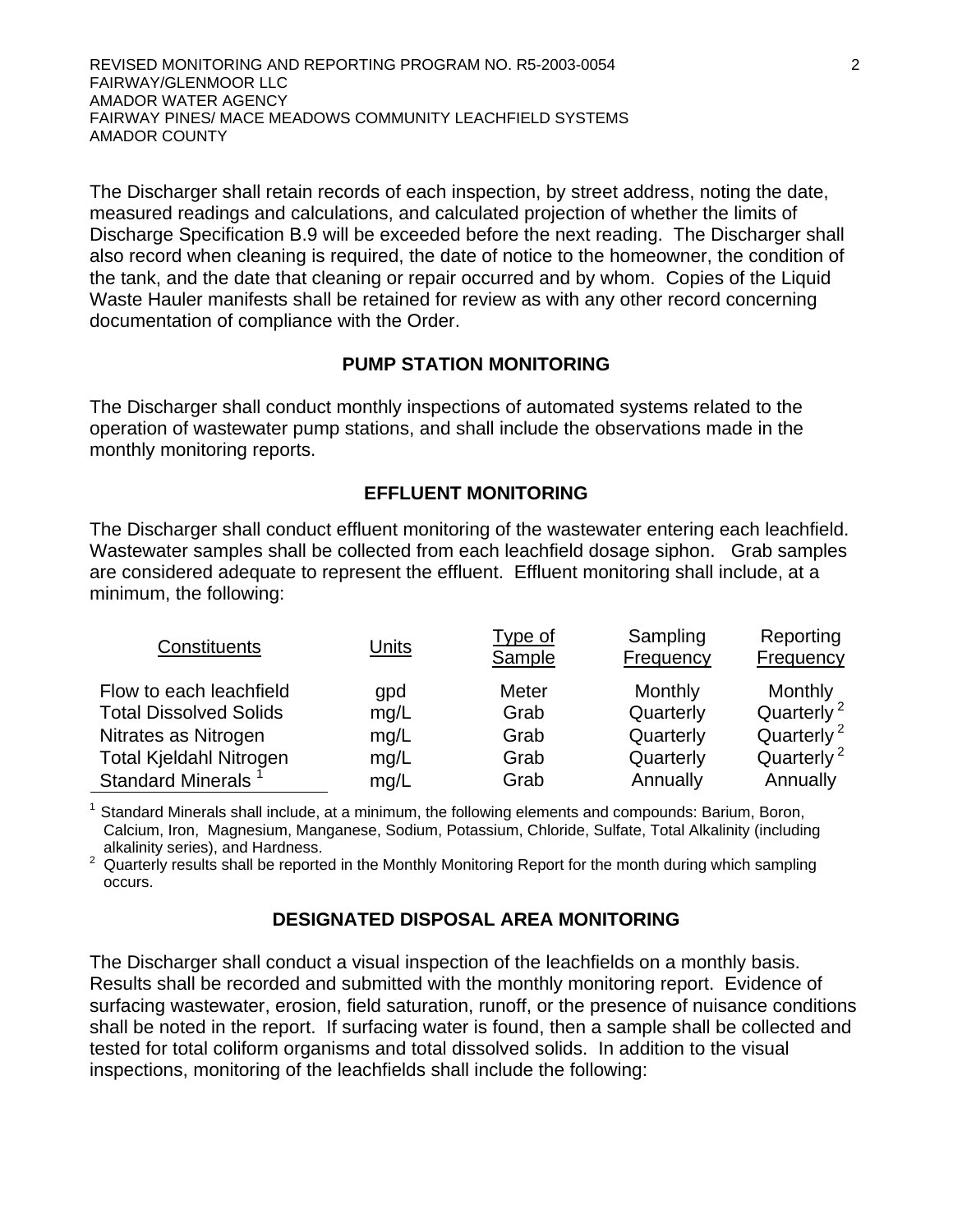The Discharger shall retain records of each inspection, by street address, noting the date, measured readings and calculations, and calculated projection of whether the limits of Discharge Specification B.9 will be exceeded before the next reading. The Discharger shall also record when cleaning is required, the date of notice to the homeowner, the condition of the tank, and the date that cleaning or repair occurred and by whom. Copies of the Liquid Waste Hauler manifests shall be retained for review as with any other record concerning documentation of compliance with the Order.

## PUMP STATION MONITORING

The Discharger shall conduct monthly inspections of automated systems related to the operation of wastewater pump stations, and shall include the observations made in the monthly monitoring reports.

## EFFLUENT MONITORING

The Discharger shall conduct effluent monitoring of the wastewater entering each leachfield. Wastewater samples shall be collected from each leachfield dosage siphon. Grab samples are considered adequate to represent the effluent. Effluent monitoring shall include, at a minimum, the following:

| Constituents | Units | Type of Sample | Sampling Frequency | Reporting Frequency |
|---|---|---|---|---|
| Flow to each leachfield | gpd | Meter | Monthly | Monthly |
| Total Dissolved Solids | mg/L | Grab | Quarterly | Quarterly [2] |
| Nitrates as Nitrogen | mg/L | Grab | Quarterly | Quarterly [2] |
| Total Kjeldahl Nitrogen | mg/L | Grab | Quarterly | Quarterly [2] |
| Standard Minerals [1] | mg/L | Grab | Annually | Annually |

[1] Standard Minerals shall include, at a minimum, the following elements and compounds: Barium, Boron, Calcium, Iron, Magnesium, Manganese, Sodium, Potassium, Chloride, Sulfate, Total Alkalinity (including alkalinity series), and Hardness.

[2] Quarterly results shall be reported in the Monthly Monitoring Report for the month during which sampling occurs.

## DESIGNATED DISPOSAL AREA MONITORING

The Discharger shall conduct a visual inspection of the leachfields on a monthly basis. Results shall be recorded and submitted with the monthly monitoring report. Evidence of surfacing wastewater, erosion, field saturation, runoff, or the presence of nuisance conditions shall be noted in the report. If surfacing water is found, then a sample shall be collected and tested for total coliform organisms and total dissolved solids. In addition to the visual inspections, monitoring of the leachfields shall include the following: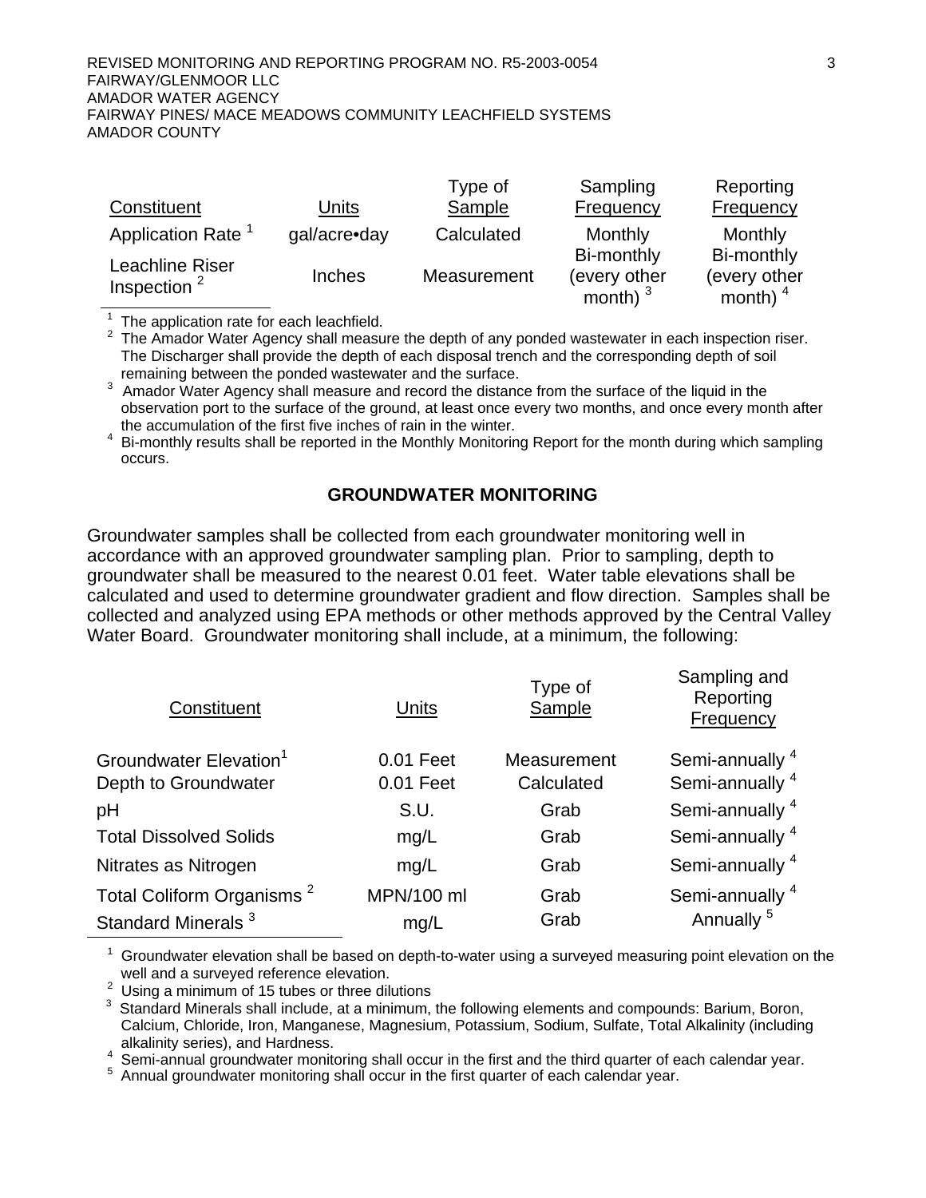| Constituent | Units | Type of Sample | Sampling Frequency | Reporting Frequency |
|---|---|---|---|---|
| Application Rate [1] | gal/acre•day | Calculated | Monthly | Monthly |
| Leachline Riser Inspection [2] | Inches | Measurement | Bi-monthly (every other month) [3] | Bi-monthly (every other month) [4] |

[1] The application rate for each leachfield.

[2] The Amador Water Agency shall measure the depth of any ponded wastewater in each inspection riser. The Discharger shall provide the depth of each disposal trench and the corresponding depth of soil remaining between the ponded wastewater and the surface.

[3] Amador Water Agency shall measure and record the distance from the surface of the liquid in the observation port to the surface of the ground, at least once every two months, and once every month after the accumulation of the first five inches of rain in the winter.

[4] Bi-monthly results shall be reported in the Monthly Monitoring Report for the month during which sampling occurs.

## GROUNDWATER MONITORING

Groundwater samples shall be collected from each groundwater monitoring well in accordance with an approved groundwater sampling plan. Prior to sampling, depth to groundwater shall be measured to the nearest 0.01 feet. Water table elevations shall be calculated and used to determine groundwater gradient and flow direction. Samples shall be collected and analyzed using EPA methods or other methods approved by the Central Valley Water Board. Groundwater monitoring shall include, at a minimum, the following:

| Constituent | Units | Type of Sample | Sampling and Reporting Frequency |
|---|---|---|---|
| Groundwater Elevation[1] | 0.01 Feet | Measurement | Semi-annually [4] |
| Depth to Groundwater | 0.01 Feet | Calculated | Semi-annually [4] |
| pH | S.U. | Grab | Semi-annually [4] |
| Total Dissolved Solids | mg/L | Grab | Semi-annually [4] |
| Nitrates as Nitrogen | mg/L | Grab | Semi-annually [4] |
| Total Coliform Organisms [2] | MPN/100 ml | Grab | Semi-annually [4] |
| Standard Minerals [3] | mg/L | Grab | Annually [5] |

[1] Groundwater elevation shall be based on depth-to-water using a surveyed measuring point elevation on the well and a surveyed reference elevation.

[2] Using a minimum of 15 tubes or three dilutions

[3] Standard Minerals shall include, at a minimum, the following elements and compounds: Barium, Boron, Calcium, Chloride, Iron, Manganese, Magnesium, Potassium, Sodium, Sulfate, Total Alkalinity (including alkalinity series), and Hardness.

[4] Semi-annual groundwater monitoring shall occur in the first and the third quarter of each calendar year.

[5] Annual groundwater monitoring shall occur in the first quarter of each calendar year.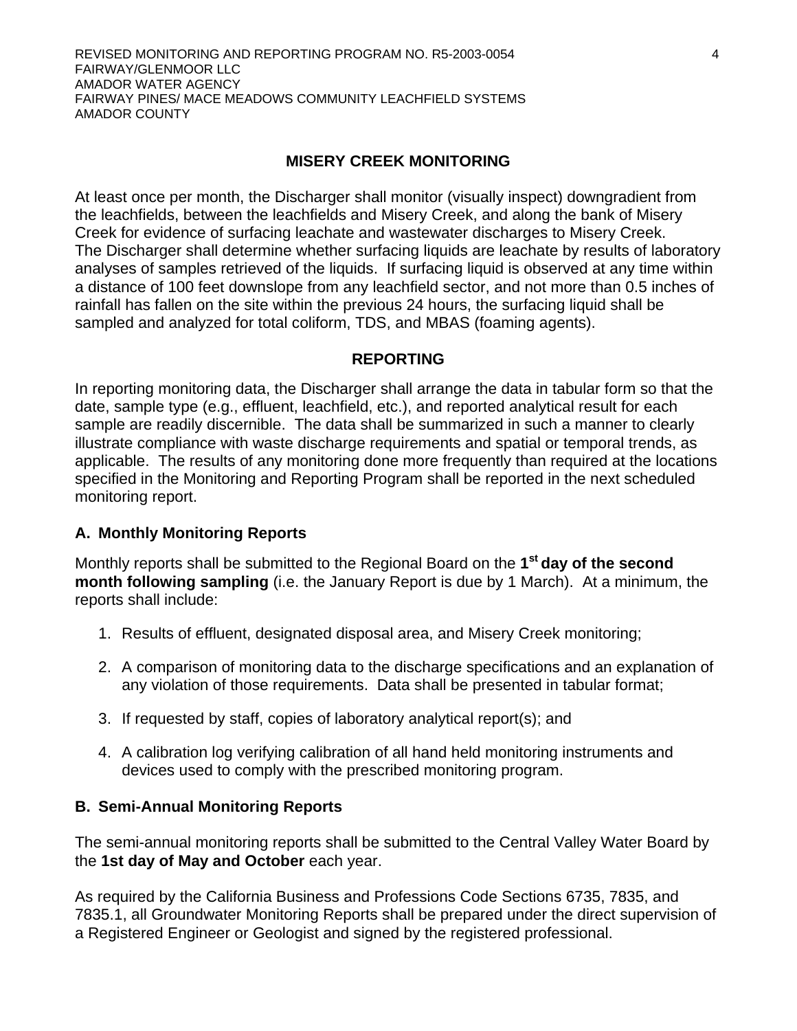## MISERY CREEK MONITORING

At least once per month, the Discharger shall monitor (visually inspect) downgradient from the leachfields, between the leachfields and Misery Creek, and along the bank of Misery Creek for evidence of surfacing leachate and wastewater discharges to Misery Creek. The Discharger shall determine whether surfacing liquids are leachate by results of laboratory analyses of samples retrieved of the liquids. If surfacing liquid is observed at any time within a distance of 100 feet downslope from any leachfield sector, and not more than 0.5 inches of rainfall has fallen on the site within the previous 24 hours, the surfacing liquid shall be sampled and analyzed for total coliform, TDS, and MBAS (foaming agents).

## REPORTING

In reporting monitoring data, the Discharger shall arrange the data in tabular form so that the date, sample type (e.g., effluent, leachfield, etc.), and reported analytical result for each sample are readily discernible. The data shall be summarized in such a manner to clearly illustrate compliance with waste discharge requirements and spatial or temporal trends, as applicable. The results of any monitoring done more frequently than required at the locations specified in the Monitoring and Reporting Program shall be reported in the next scheduled monitoring report.

### A. Monthly Monitoring Reports

Monthly reports shall be submitted to the Regional Board on the **1st day of the second month following sampling** (i.e. the January Report is due by 1 March). At a minimum, the reports shall include:

1. Results of effluent, designated disposal area, and Misery Creek monitoring;
2. A comparison of monitoring data to the discharge specifications and an explanation of any violation of those requirements. Data shall be presented in tabular format;
3. If requested by staff, copies of laboratory analytical report(s); and
4. A calibration log verifying calibration of all hand held monitoring instruments and devices used to comply with the prescribed monitoring program.

### B. Semi-Annual Monitoring Reports

The semi-annual monitoring reports shall be submitted to the Central Valley Water Board by the **1st day of May and October** each year.

As required by the California Business and Professions Code Sections 6735, 7835, and 7835.1, all Groundwater Monitoring Reports shall be prepared under the direct supervision of a Registered Engineer or Geologist and signed by the registered professional.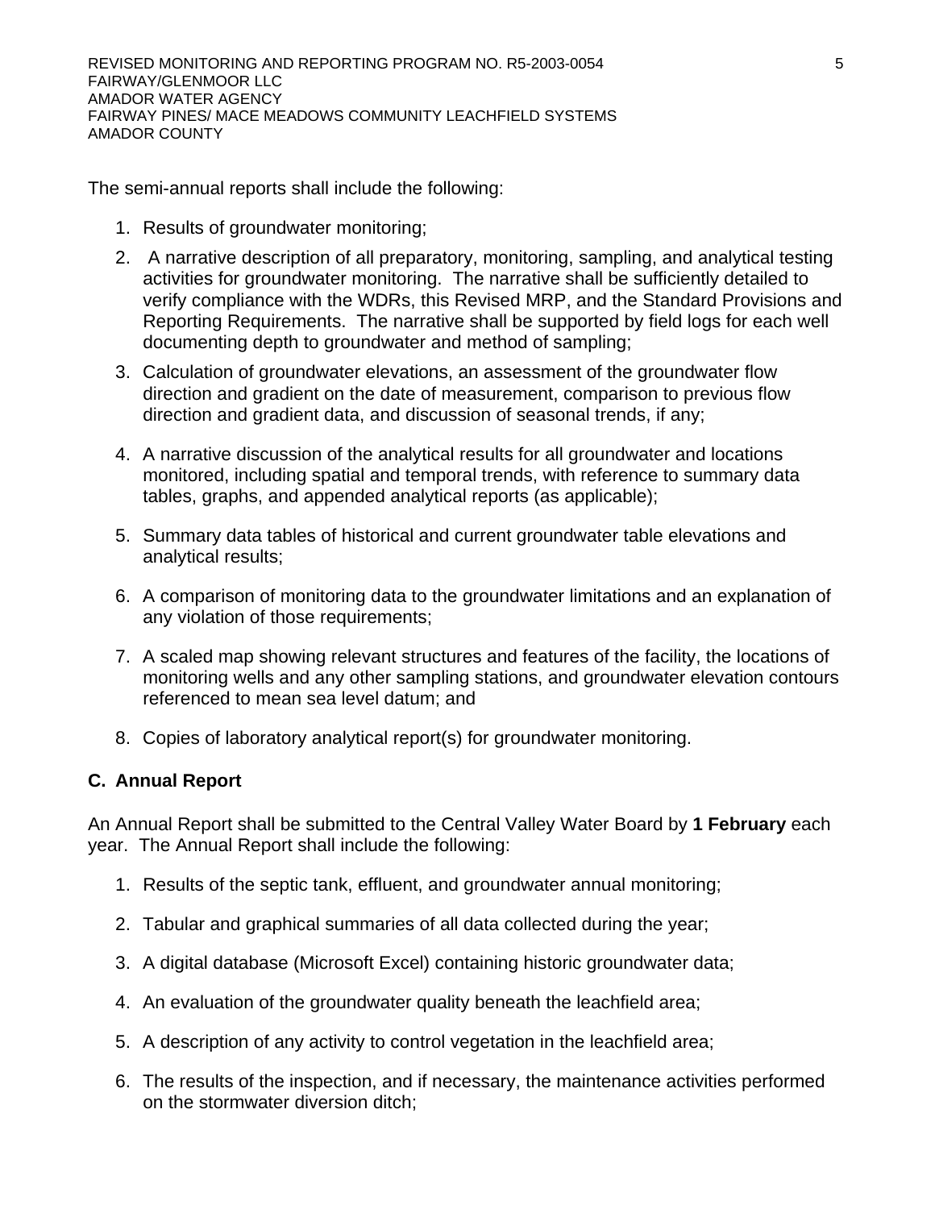The semi-annual reports shall include the following:

1. Results of groundwater monitoring;
2. A narrative description of all preparatory, monitoring, sampling, and analytical testing activities for groundwater monitoring. The narrative shall be sufficiently detailed to verify compliance with the WDRs, this Revised MRP, and the Standard Provisions and Reporting Requirements. The narrative shall be supported by field logs for each well documenting depth to groundwater and method of sampling;
3. Calculation of groundwater elevations, an assessment of the groundwater flow direction and gradient on the date of measurement, comparison to previous flow direction and gradient data, and discussion of seasonal trends, if any;
4. A narrative discussion of the analytical results for all groundwater and locations monitored, including spatial and temporal trends, with reference to summary data tables, graphs, and appended analytical reports (as applicable);
5. Summary data tables of historical and current groundwater table elevations and analytical results;
6. A comparison of monitoring data to the groundwater limitations and an explanation of any violation of those requirements;
7. A scaled map showing relevant structures and features of the facility, the locations of monitoring wells and any other sampling stations, and groundwater elevation contours referenced to mean sea level datum; and
8. Copies of laboratory analytical report(s) for groundwater monitoring.

## C. Annual Report

An Annual Report shall be submitted to the Central Valley Water Board by **1 February** each year. The Annual Report shall include the following:

1. Results of the septic tank, effluent, and groundwater annual monitoring;
2. Tabular and graphical summaries of all data collected during the year;
3. A digital database (Microsoft Excel) containing historic groundwater data;
4. An evaluation of the groundwater quality beneath the leachfield area;
5. A description of any activity to control vegetation in the leachfield area;
6. The results of the inspection, and if necessary, the maintenance activities performed on the stormwater diversion ditch;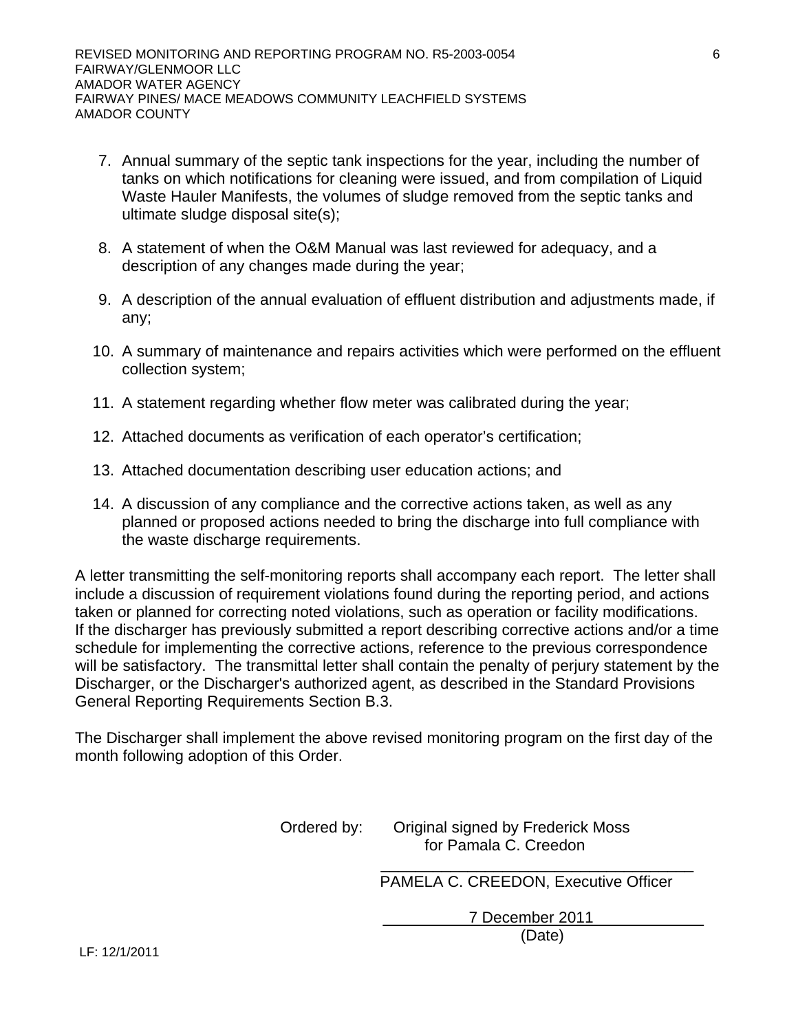7. Annual summary of the septic tank inspections for the year, including the number of tanks on which notifications for cleaning were issued, and from compilation of Liquid Waste Hauler Manifests, the volumes of sludge removed from the septic tanks and ultimate sludge disposal site(s);

8. A statement of when the O&M Manual was last reviewed for adequacy, and a description of any changes made during the year;

9. A description of the annual evaluation of effluent distribution and adjustments made, if any;

10. A summary of maintenance and repairs activities which were performed on the effluent collection system;

11. A statement regarding whether flow meter was calibrated during the year;

12. Attached documents as verification of each operator's certification;

13. Attached documentation describing user education actions; and

14. A discussion of any compliance and the corrective actions taken, as well as any planned or proposed actions needed to bring the discharge into full compliance with the waste discharge requirements.

A letter transmitting the self-monitoring reports shall accompany each report. The letter shall include a discussion of requirement violations found during the reporting period, and actions taken or planned for correcting noted violations, such as operation or facility modifications. If the discharger has previously submitted a report describing corrective actions and/or a time schedule for implementing the corrective actions, reference to the previous correspondence will be satisfactory. The transmittal letter shall contain the penalty of perjury statement by the Discharger, or the Discharger's authorized agent, as described in the Standard Provisions General Reporting Requirements Section B.3.

The Discharger shall implement the above revised monitoring program on the first day of the month following adoption of this Order.

Ordered by: Original signed by Frederick Moss for Pamala C. Creedon

PAMELA C. CREEDON, Executive Officer

7 December 2011

(Date)

LF: 12/1/2011